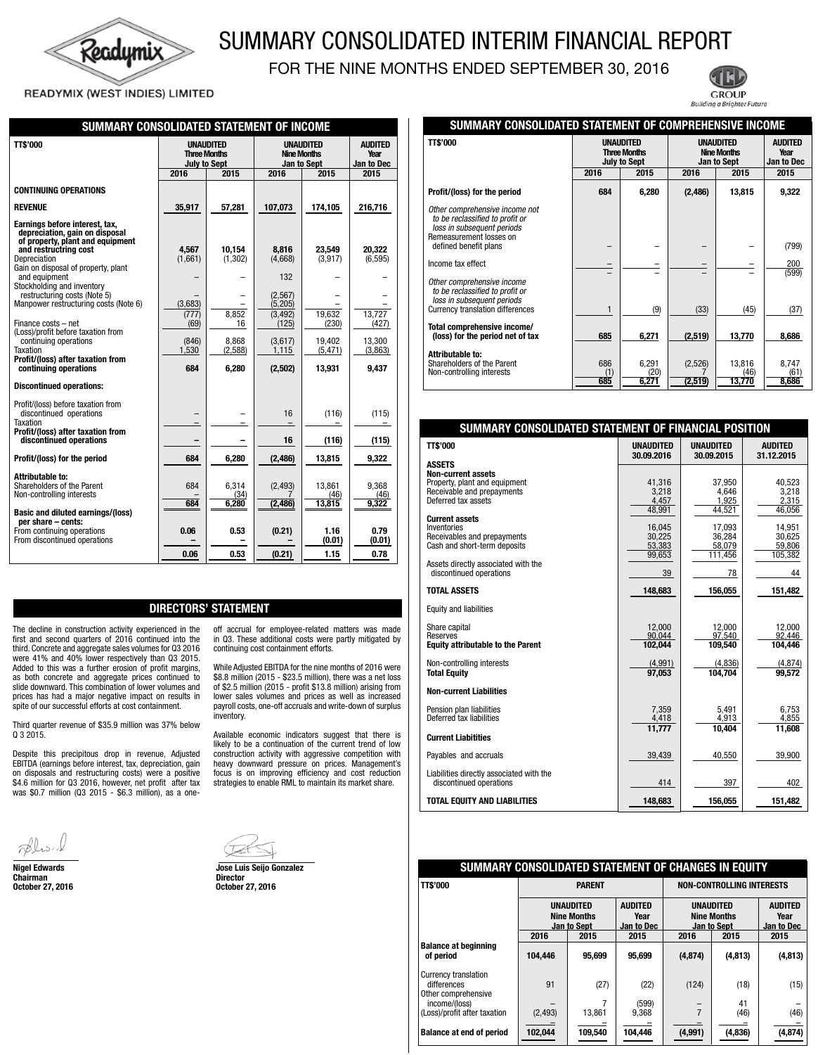# SUMMARY CONSOLIDATED INTERIM FINANCIAL REPORT

## FOR THE NINE MONTHS ENDED SEPTEMBER 30, 2016

READYMIX (WEST INDIES) LIMITED

TCL GROUP
*Building a Brighter Future*

## SUMMARY CONSOLIDATED STATEMENT OF INCOME

| TT$'000 | UNAUDITED Three Months July to Sept | | UNAUDITED Nine Months Jan to Sept | | AUDITED Year Jan to Dec |
|---|---|---|---|---|---|
| | 2016 | 2015 | 2016 | 2015 | 2015 |
| **CONTINUING OPERATIONS** | | | | | |
| **REVENUE** | **35,917** | **57,281** | **107,073** | **174,105** | **216,716** |
| **Earnings before interest, tax, depreciation, gain on disposal of property, plant and equipment and restructring cost** | **4,567** | **10,154** | **8,816** | **23,549** | **20,322** |
| Depreciation | (1,661) | (1,302) | (4,668) | (3,917) | (6,595) |
| Gain on disposal of property, plant and equipment | – | – | 132 | – | – |
| Stockholding and inventory restructuring costs (Note 5) | – | – | (2,567) | – | – |
| Manpower restructuring costs (Note 6) | (3,683) | – | (5,205) | – | – |
| | (777) | 8,852 | (3,492) | 19,632 | 13,727 |
| Finance costs – net | (69) | 16 | (125) | (230) | (427) |
| (Loss)/profit before taxation from continuing operations | (846) | 8,868 | (3,617) | 19,402 | 13,300 |
| Taxation | 1,530 | (2,588) | 1,115 | (5,471) | (3,863) |
| **Profit/(loss) after taxation from continuing operations** | **684** | **6,280** | **(2,502)** | **13,931** | **9,437** |
| **Discontinued operations:** | | | | | |
| Profit/(loss) before taxation from discontinued operations | – | – | 16 | (116) | (115) |
| Taxation | – | – | – | – | – |
| **Profit/(loss) after taxation from discontinued operations** | **–** | **–** | **16** | **(116)** | **(115)** |
| **Profit/(loss) for the period** | **684** | **6,280** | **(2,486)** | **13,815** | **9,322** |
| **Attributable to:** | | | | | |
| Shareholders of the Parent | 684 | 6,314 | (2,493) | 13,861 | 9,368 |
| Non-controlling interests | – | (34) | 7 | (46) | (46) |
| | **684** | **6,280** | **(2,486)** | **13,815** | **9,322** |
| **Basic and diluted earnings/(loss) per share – cents:** | | | | | |
| From continuing operations | **0.06** | **0.53** | **(0.21)** | **1.16** | **0.79** |
| From discontinued operations | **–** | **–** | **–** | **(0.01)** | **(0.01)** |
| | **0.06** | **0.53** | **(0.21)** | **1.15** | **0.78** |

## DIRECTORS' STATEMENT

The decline in construction activity experienced in the first and second quarters of 2016 continued into the third. Concrete and aggregate sales volumes for Q3 2016 were 41% and 40% lower respectively than Q3 2015. Added to this was a further erosion of profit margins, as both concrete and aggregate prices continued to slide downward. This combination of lower volumes and prices has had a major negative impact on results in spite of our successful efforts at cost containment.

Third quarter revenue of $35.9 million was 37% below Q 3 2015.

Despite this precipitous drop in revenue, Adjusted EBITDA (earnings before interest, tax, depreciation, gain on disposals and restructuring costs) were a positive $4.6 million for Q3 2016, however, net profit after tax was $0.7 million (Q3 2015 - $6.3 million), as a one-off accrual for employee-related matters was made in Q3. These additional costs were partly mitigated by continuing cost containment efforts.

While Adjusted EBITDA for the nine months of 2016 were $8.8 million (2015 - $23.5 million), there was a net loss of $2.5 million (2015 - profit $13.8 million) arising from lower sales volumes and prices as well as increased payroll costs, one-off accruals and write-down of surplus inventory.

Available economic indicators suggest that there is likely to be a continuation of the current trend of low construction activity with aggressive competition with heavy downward pressure on prices. Management's focus is on improving efficiency and cost reduction strategies to enable RML to maintain its market share.

**Nigel Edwards**
**Chairman**
**October 27, 2016**

**Jose Luis Seijo Gonzalez**
**Director**
**October 27, 2016**

## SUMMARY CONSOLIDATED STATEMENT OF COMPREHENSIVE INCOME

| TT$'000 | UNAUDITED Three Months July to Sept | | UNAUDITED Nine Months Jan to Sept | | AUDITED Year Jan to Dec |
|---|---|---|---|---|---|
| | 2016 | 2015 | 2016 | 2015 | 2015 |
| **Profit/(loss) for the period** | **684** | **6,280** | **(2,486)** | **13,815** | **9,322** |
| *Other comprehensive income not to be reclassified to profit or loss in subsequent periods* | | | | | |
| Remeasurement losses on defined benefit plans | – | – | – | – | (799) |
| Income tax effect | – | – | – | – | 200 |
| | – | – | – | – | (599) |
| *Other comprehensive income to be reclassified to profit or loss in subsequent periods* | | | | | |
| Currency translation differences | 1 | (9) | (33) | (45) | (37) |
| **Total comprehensive income/ (loss) for the period net of tax** | **685** | **6,271** | **(2,519)** | **13,770** | **8,686** |
| **Attributable to:** | | | | | |
| Shareholders of the Parent | 686 | 6,291 | (2,526) | 13,816 | 8,747 |
| Non-controlling interests | (1) | (20) | 7 | (46) | (61) |
| | **685** | **6,271** | **(2,519)** | **13,770** | **8,686** |

## SUMMARY CONSOLIDATED STATEMENT OF FINANCIAL POSITION

| TT$'000 | UNAUDITED 30.09.2016 | UNAUDITED 30.09.2015 | AUDITED 31.12.2015 |
|---|---|---|---|
| **ASSETS** | | | |
| **Non-current assets** | | | |
| Property, plant and equipment | 41,316 | 37,950 | 40,523 |
| Receivable and prepayments | 3,218 | 4,646 | 3,218 |
| Deferred tax assets | 4,457 | 1,925 | 2,315 |
| | 48,991 | 44,521 | 46,056 |
| **Current assets** | | | |
| Inventories | 16,045 | 17,093 | 14,951 |
| Receivables and prepayments | 30,225 | 36,284 | 30,625 |
| Cash and short-term deposits | 53,383 | 58,079 | 59,806 |
| | 99,653 | 111,456 | 105,382 |
| Assets directly associated with the discontinued operations | 39 | 78 | 44 |
| **TOTAL ASSETS** | **148,683** | **156,055** | **151,482** |
| Equity and liabilities | | | |
| Share capital | 12,000 | 12,000 | 12,000 |
| Reserves | 90,044 | 97,540 | 92,446 |
| **Equity attributable to the Parent** | **102,044** | **109,540** | **104,446** |
| Non-controlling interests | (4,991) | (4,836) | (4,874) |
| **Total Equity** | **97,053** | **104,704** | **99,572** |
| **Non-current Liabilities** | | | |
| Pension plan liabilities | 7,359 | 5,491 | 6,753 |
| Deferred tax liabilities | 4,418 | 4,913 | 4,855 |
| | **11,777** | **10,404** | **11,608** |
| **Current Liabitities** | | | |
| Payables and accruals | 39,439 | 40,550 | 39,900 |
| Liabilities directly associated with the discontinued operations | 414 | 397 | 402 |
| **TOTAL EQUITY AND LIABILITIES** | **148,683** | **156,055** | **151,482** |

## SUMMARY CONSOLIDATED STATEMENT OF CHANGES IN EQUITY

| TT$'000 | PARENT | | | NON-CONTROLLING INTERESTS | | |
|---|---|---|---|---|---|---|
| | UNAUDITED Nine Months Jan to Sept | | AUDITED Year Jan to Dec | UNAUDITED Nine Months Jan to Sept | | AUDITED Year Jan to Dec |
| | 2016 | 2015 | 2015 | 2016 | 2015 | 2015 |
| **Balance at beginning of period** | **104,446** | **95,699** | **95,699** | **(4,874)** | **(4,813)** | **(4,813)** |
| Currency translation differences | 91 | (27) | (22) | (124) | (18) | (15) |
| Other comprehensive income/(loss) | – | 7 | (599) | – | 41 | – |
| (Loss)/profit after taxation | (2,493) | 13,861 | 9,368 | 7 | (46) | (46) |
| **Balance at end of period** | **102,044** | **109,540** | **104,446** | **(4,991)** | **(4,836)** | **(4,874)** |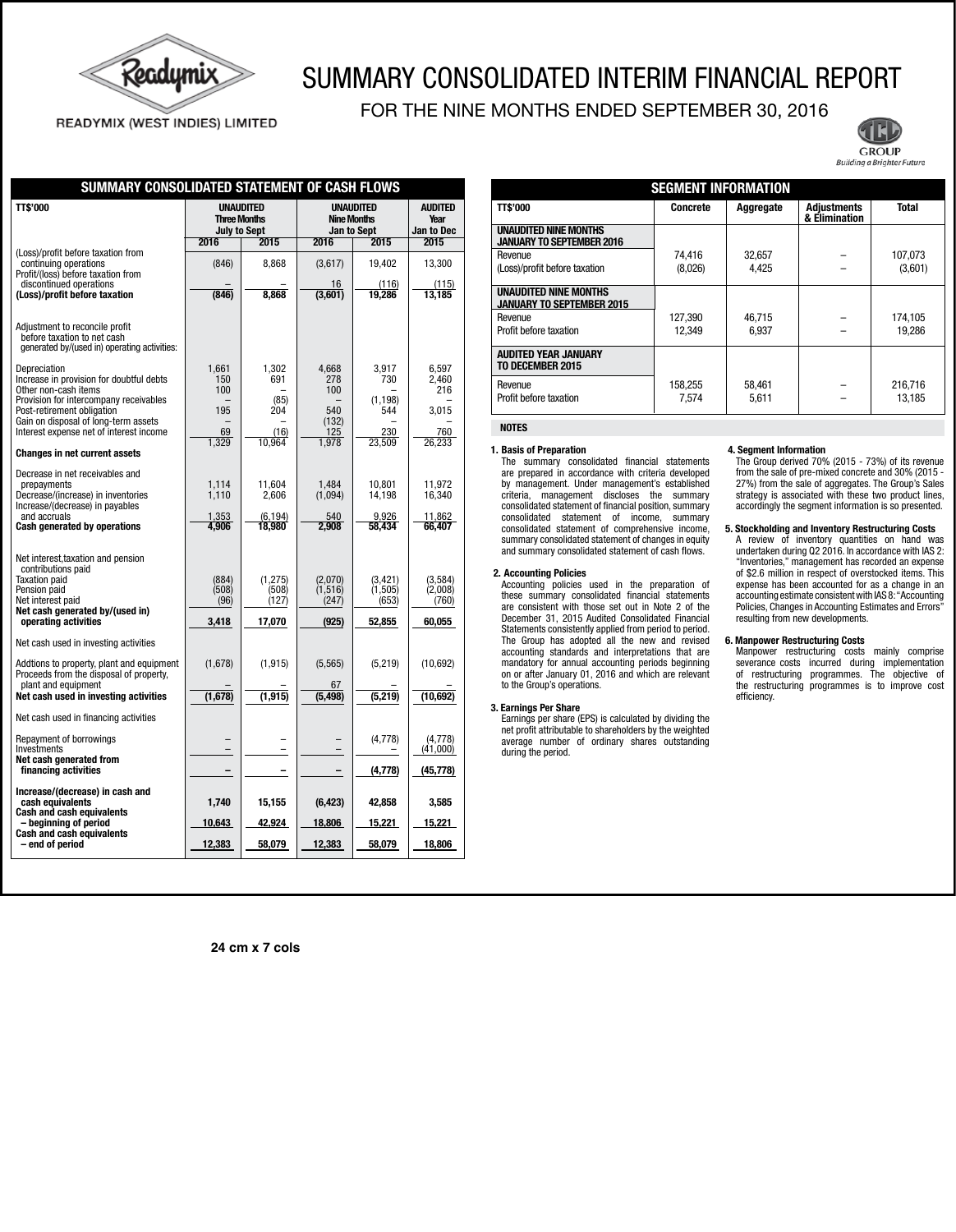READYMIX (WEST INDIES) LIMITED

# SUMMARY CONSOLIDATED INTERIM FINANCIAL REPORT

FOR THE NINE MONTHS ENDED SEPTEMBER 30, 2016

GROUP
Building a Brighter Future

## SUMMARY CONSOLIDATED STATEMENT OF CASH FLOWS

| TT$'000 | UNAUDITED Three Months July to Sept | | UNAUDITED Nine Months Jan to Sept | | AUDITED Year Jan to Dec |
|---|---|---|---|---|---|
| | 2016 | 2015 | 2016 | 2015 | 2015 |
| (Loss)/profit before taxation from continuing operations | (846) | 8,868 | (3,617) | 19,402 | 13,300 |
| Profit/(loss) before taxation from discontinued operations | – | – | 16 | (116) | (115) |
| **(Loss)/profit before taxation** | **(846)** | **8,868** | **(3,601)** | **19,286** | **13,185** |
| Adjustment to reconcile profit before taxation to net cash generated by/(used in) operating activities: | | | | | |
| Depreciation | 1,661 | 1,302 | 4,668 | 3,917 | 6,597 |
| Increase in provision for doubtful debts | 150 | 691 | 278 | 730 | 2,460 |
| Other non-cash items | 100 | – | 100 | – | 216 |
| Provision for intercompany receivables | – | (85) | – | (1,198) | – |
| Post-retirement obligation | 195 | 204 | 540 | 544 | 3,015 |
| Gain on disposal of long-term assets | – | – | (132) | – | – |
| Interest expense net of interest income | 69 | (16) | 125 | 230 | 760 |
| | 1,329 | 10,964 | 1,978 | 23,509 | 26,233 |
| **Changes in net current assets** | | | | | |
| Decrease in net receivables and prepayments | 1,114 | 11,604 | 1,484 | 10,801 | 11,972 |
| Decrease/(increase) in inventories | 1,110 | 2,606 | (1,094) | 14,198 | 16,340 |
| Increase/(decrease) in payables and accruals | 1,353 | (6,194) | 540 | 9,926 | 11,862 |
| **Cash generated by operations** | **4,906** | **18,980** | **2,908** | **58,434** | **66,407** |
| Net interest,taxation and pension contributions paid | | | | | |
| Taxation paid | (884) | (1,275) | (2,070) | (3,421) | (3,584) |
| Pension paid | (508) | (508) | (1,516) | (1,505) | (2,008) |
| Net interest paid | (96) | (127) | (247) | (653) | (760) |
| **Net cash generated by/(used in) operating activities** | **3,418** | **17,070** | **(925)** | **52,855** | **60,055** |
| Net cash used in investing activities | | | | | |
| Addtions to property, plant and equipment | (1,678) | (1,915) | (5,565) | (5,219) | (10,692) |
| Proceeds from the disposal of property, plant and equipment | – | – | 67 | – | – |
| **Net cash used in investing activities** | **(1,678)** | **(1,915)** | **(5,498)** | **(5,219)** | **(10,692)** |
| Net cash used in financing activities | | | | | |
| Repayment of borrowings | – | – | – | (4,778) | (4,778) |
| Investments | – | – | – | – | (41,000) |
| **Net cash generated from financing activities** | **–** | **–** | **–** | **(4,778)** | **(45,778)** |
| **Increase/(decrease) in cash and cash equivalents** | **1,740** | **15,155** | **(6,423)** | **42,858** | **3,585** |
| **Cash and cash equivalents – beginning of period** | **10,643** | **42,924** | **18,806** | **15,221** | **15,221** |
| **Cash and cash equivalents – end of period** | **12,383** | **58,079** | **12,383** | **58,079** | **18,806** |

## SEGMENT INFORMATION

| TT$'000 | Concrete | Aggregate | Adjustments & Elimination | Total |
|---|---|---|---|---|
| **UNAUDITED NINE MONTHS JANUARY TO SEPTEMBER 2016** | | | | |
| Revenue | 74,416 | 32,657 | – | 107,073 |
| (Loss)/profit before taxation | (8,026) | 4,425 | – | (3,601) |
| **UNAUDITED NINE MONTHS JANUARY TO SEPTEMBER 2015** | | | | |
| Revenue | 127,390 | 46,715 | – | 174,105 |
| Profit before taxation | 12,349 | 6,937 | – | 19,286 |
| **AUDITED YEAR JANUARY TO DECEMBER 2015** | | | | |
| Revenue | 158,255 | 58,461 | – | 216,716 |
| Profit before taxation | 7,574 | 5,611 | – | 13,185 |

## NOTES

**1. Basis of Preparation**

The summary consolidated financial statements are prepared in accordance with criteria developed by management. Under management's established criteria, management discloses the summary consolidated statement of financial position, summary consolidated statement of income, summary consolidated statement of comprehensive income, summary consolidated statement of changes in equity and summary consolidated statement of cash flows.

**2. Accounting Policies**

Accounting policies used in the preparation of these summary consolidated financial statements are consistent with those set out in Note 2 of the December 31, 2015 Audited Consolidated Financial Statements consistently applied from period to period. The Group has adopted all the new and revised accounting standards and interpretations that are mandatory for annual accounting periods beginning on or after January 01, 2016 and which are relevant to the Group's operations.

**3. Earnings Per Share**

Earnings per share (EPS) is calculated by dividing the net profit attributable to shareholders by the weighted average number of ordinary shares outstanding during the period.

**4. Segment Information**

The Group derived 70% (2015 - 73%) of its revenue from the sale of pre-mixed concrete and 30% (2015 - 27%) from the sale of aggregates. The Group's Sales strategy is associated with these two product lines, accordingly the segment information is so presented.

**5. Stockholding and Inventory Restructuring Costs**

A review of inventory quantities on hand was undertaken during Q2 2016. In accordance with IAS 2: "Inventories," management has recorded an expense of $2.6 million in respect of overstocked items. This expense has been accounted for as a change in an accounting estimate consistent with IAS 8: "Accounting Policies, Changes in Accounting Estimates and Errors" resulting from new developments.

**6. Manpower Restructuring Costs**

Manpower restructuring costs mainly comprise severance costs incurred during implementation of restructuring programmes. The objective of the restructuring programmes is to improve cost efficiency.

24 cm x 7 cols